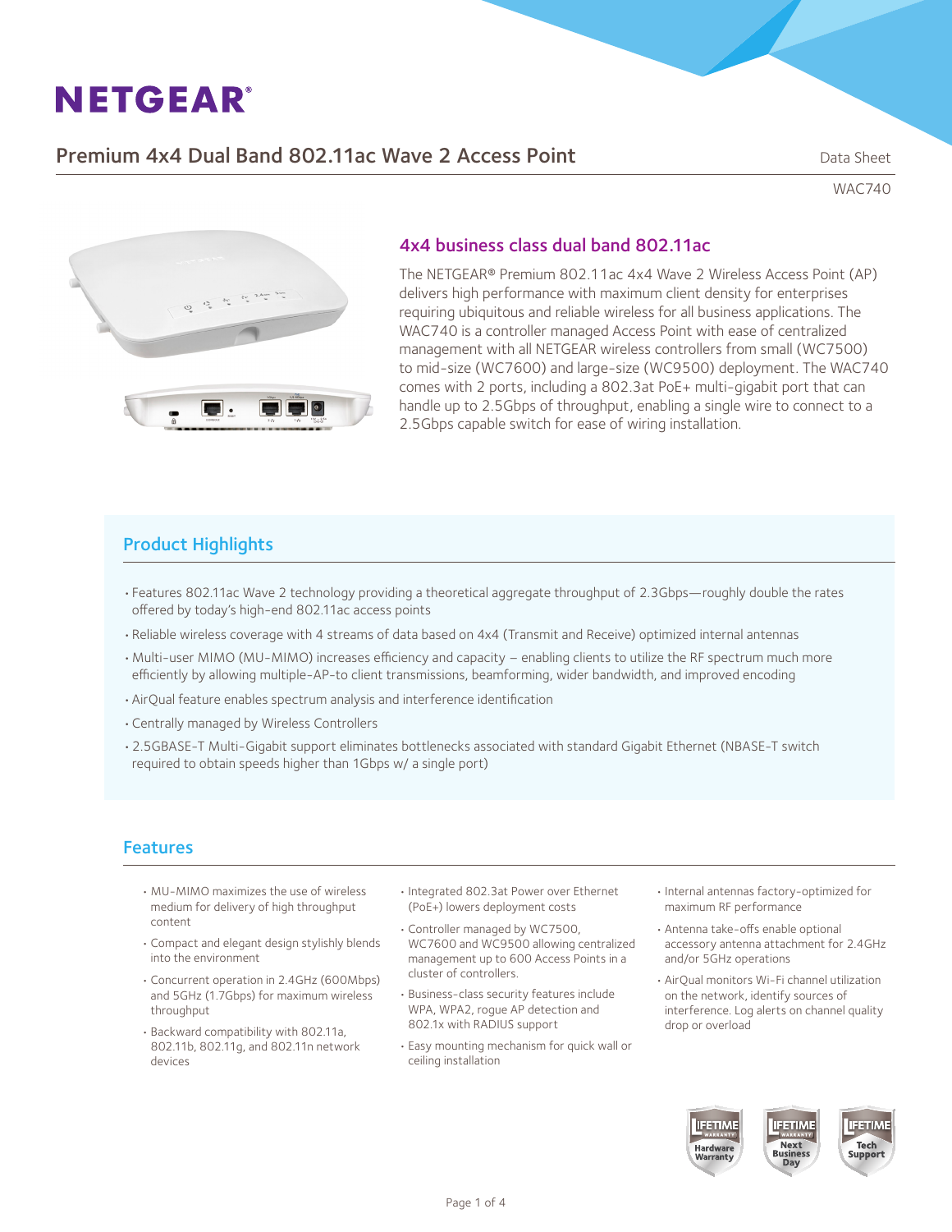NETGEAR®

# Premium 4x4 Dual Band 802.11ac Wave 2 Access Point

Data Sheet

WAC740

## 4x4 business class dual band 802.11ac

The NETGEAR® Premium 802.11ac 4x4 Wave 2 Wireless Access Point (AP) delivers high performance with maximum client density for enterprises requiring ubiquitous and reliable wireless for all business applications. The WAC740 is a controller managed Access Point with ease of centralized management with all NETGEAR wireless controllers from small (WC7500) to mid-size (WC7600) and large-size (WC9500) deployment. The WAC740 comes with 2 ports, including a 802.3at PoE+ multi-gigabit port that can handle up to 2.5Gbps of throughput, enabling a single wire to connect to a 2.5Gbps capable switch for ease of wiring installation.

## Product Highlights

- Features 802.11ac Wave 2 technology providing a theoretical aggregate throughput of 2.3Gbps—roughly double the rates offered by today's high-end 802.11ac access points
- Reliable wireless coverage with 4 streams of data based on 4x4 (Transmit and Receive) optimized internal antennas
- Multi-user MIMO (MU-MIMO) increases efficiency and capacity – enabling clients to utilize the RF spectrum much more efficiently by allowing multiple-AP-to client transmissions, beamforming, wider bandwidth, and improved encoding
- AirQual feature enables spectrum analysis and interference identification
- Centrally managed by Wireless Controllers
- 2.5GBASE-T Multi-Gigabit support eliminates bottlenecks associated with standard Gigabit Ethernet (NBASE-T switch required to obtain speeds higher than 1Gbps w/ a single port)

## Features

- MU-MIMO maximizes the use of wireless medium for delivery of high throughput content
- Compact and elegant design stylishly blends into the environment
- Concurrent operation in 2.4GHz (600Mbps) and 5GHz (1.7Gbps) for maximum wireless throughput
- Backward compatibility with 802.11a, 802.11b, 802.11g, and 802.11n network devices
- Integrated 802.3at Power over Ethernet (PoE+) lowers deployment costs
- Controller managed by WC7500, WC7600 and WC9500 allowing centralized management up to 600 Access Points in a cluster of controllers.
- Business-class security features include WPA, WPA2, rogue AP detection and 802.1x with RADIUS support
- Easy mounting mechanism for quick wall or ceiling installation
- Internal antennas factory-optimized for maximum RF performance
- Antenna take-offs enable optional accessory antenna attachment for 2.4GHz and/or 5GHz operations
- AirQual monitors Wi-Fi channel utilization on the network, identify sources of interference. Log alerts on channel quality drop or overload

LIFETIME WARRANTY Hardware Warranty | LIFETIME WARRANTY Next Business Day | LIFETIME Tech Support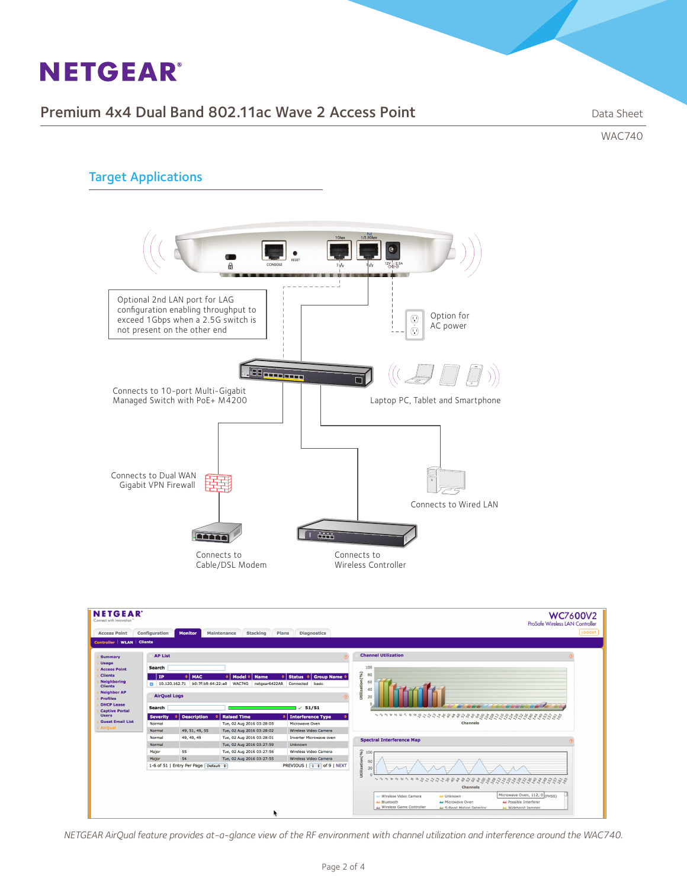## Target Applications

Optional 2nd LAN port for LAG configuration enabling throughput to exceed 1Gbps when a 2.5G switch is not present on the other end

Option for AC power

Connects to 10-port Multi-Gigabit Managed Switch with PoE+ M4200

Laptop PC, Tablet and Smartphone

Connects to Dual WAN Gigabit VPN Firewall

Connects to Wired LAN

Connects to Cable/DSL Modem

Connects to Wireless Controller

*NETGEAR AirQual feature provides at-a-glance view of the RF environment with channel utilization and interference around the WAC740.*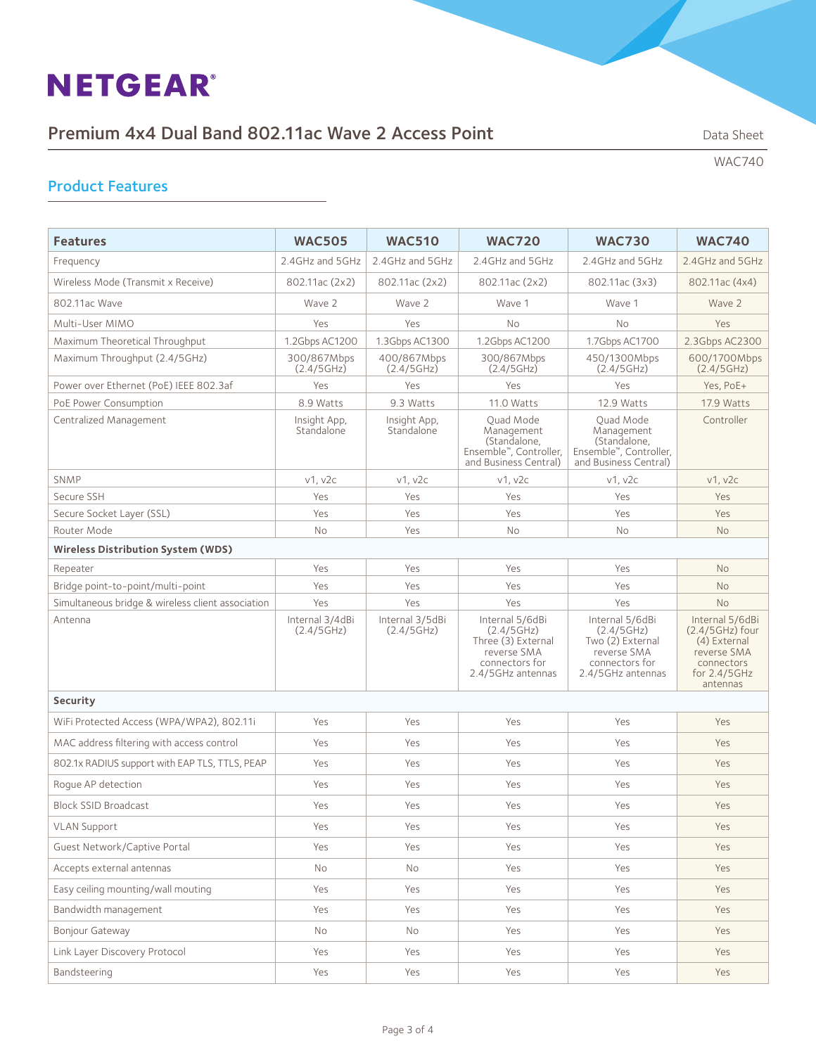# NETGEAR®

## Premium 4x4 Dual Band 802.11ac Wave 2 Access Point

Data Sheet

WAC740

### Product Features

| Features | WAC505 | WAC510 | WAC720 | WAC730 | WAC740 |
|---|---|---|---|---|---|
| Frequency | 2.4GHz and 5GHz | 2.4GHz and 5GHz | 2.4GHz and 5GHz | 2.4GHz and 5GHz | 2.4GHz and 5GHz |
| Wireless Mode (Transmit x Receive) | 802.11ac (2x2) | 802.11ac (2x2) | 802.11ac (2x2) | 802.11ac (3x3) | 802.11ac (4x4) |
| 802.11ac Wave | Wave 2 | Wave 2 | Wave 1 | Wave 1 | Wave 2 |
| Multi-User MIMO | Yes | Yes | No | No | Yes |
| Maximum Theoretical Throughput | 1.2Gbps AC1200 | 1.3Gbps AC1300 | 1.2Gbps AC1200 | 1.7Gbps AC1700 | 2.3Gbps AC2300 |
| Maximum Throughput (2.4/5GHz) | 300/867Mbps (2.4/5GHz) | 400/867Mbps (2.4/5GHz) | 300/867Mbps (2.4/5GHz) | 450/1300Mbps (2.4/5GHz) | 600/1700Mbps (2.4/5GHz) |
| Power over Ethernet (PoE) IEEE 802.3af | Yes | Yes | Yes | Yes | Yes, PoE+ |
| PoE Power Consumption | 8.9 Watts | 9.3 Watts | 11.0 Watts | 12.9 Watts | 17.9 Watts |
| Centralized Management | Insight App, Standalone | Insight App, Standalone | Quad Mode Management (Standalone, Ensemble™, Controller, and Business Central) | Quad Mode Management (Standalone, Ensemble™, Controller, and Business Central) | Controller |
| SNMP | v1, v2c | v1, v2c | v1, v2c | v1, v2c | v1, v2c |
| Secure SSH | Yes | Yes | Yes | Yes | Yes |
| Secure Socket Layer (SSL) | Yes | Yes | Yes | Yes | Yes |
| Router Mode | No | Yes | No | No | No |
| **Wireless Distribution System (WDS)** | | | | | |
| Repeater | Yes | Yes | Yes | Yes | No |
| Bridge point-to-point/multi-point | Yes | Yes | Yes | Yes | No |
| Simultaneous bridge & wireless client association | Yes | Yes | Yes | Yes | No |
| Antenna | Internal 3/4dBi (2.4/5GHz) | Internal 3/5dBi (2.4/5GHz) | Internal 5/6dBi (2.4/5GHz) Three (3) External reverse SMA connectors for 2.4/5GHz antennas | Internal 5/6dBi (2.4/5GHz) Two (2) External reverse SMA connectors for 2.4/5GHz antennas | Internal 5/6dBi (2.4/5GHz) four (4) External reverse SMA connectors for 2.4/5GHz antennas |
| **Security** | | | | | |
| WiFi Protected Access (WPA/WPA2), 802.11i | Yes | Yes | Yes | Yes | Yes |
| MAC address filtering with access control | Yes | Yes | Yes | Yes | Yes |
| 802.1x RADIUS support with EAP TLS, TTLS, PEAP | Yes | Yes | Yes | Yes | Yes |
| Rogue AP detection | Yes | Yes | Yes | Yes | Yes |
| Block SSID Broadcast | Yes | Yes | Yes | Yes | Yes |
| VLAN Support | Yes | Yes | Yes | Yes | Yes |
| Guest Network/Captive Portal | Yes | Yes | Yes | Yes | Yes |
| Accepts external antennas | No | No | Yes | Yes | Yes |
| Easy ceiling mounting/wall mouting | Yes | Yes | Yes | Yes | Yes |
| Bandwidth management | Yes | Yes | Yes | Yes | Yes |
| Bonjour Gateway | No | No | Yes | Yes | Yes |
| Link Layer Discovery Protocol | Yes | Yes | Yes | Yes | Yes |
| Bandsteering | Yes | Yes | Yes | Yes | Yes |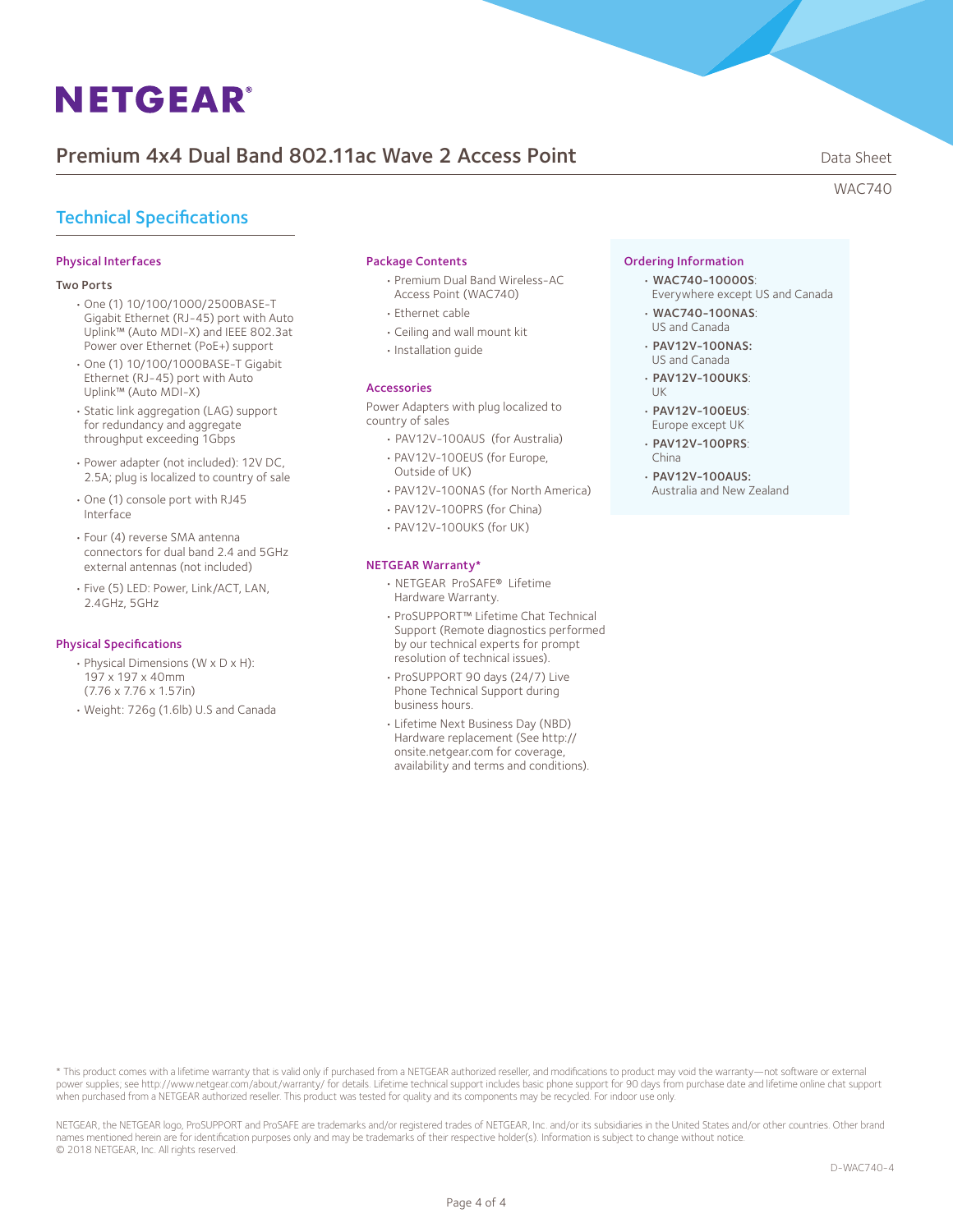# NETGEAR®

## Premium 4x4 Dual Band 802.11ac Wave 2 Access Point

Data Sheet

WAC740

## Technical Specifications

### Physical Interfaces

**Two Ports**

- One (1) 10/100/1000/2500BASE-T Gigabit Ethernet (RJ-45) port with Auto Uplink™ (Auto MDI-X) and IEEE 802.3at Power over Ethernet (PoE+) support
- One (1) 10/100/1000BASE-T Gigabit Ethernet (RJ-45) port with Auto Uplink™ (Auto MDI-X)
- Static link aggregation (LAG) support for redundancy and aggregate throughput exceeding 1Gbps
- Power adapter (not included): 12V DC, 2.5A; plug is localized to country of sale
- One (1) console port with RJ45 Interface
- Four (4) reverse SMA antenna connectors for dual band 2.4 and 5GHz external antennas (not included)
- Five (5) LED: Power, Link/ACT, LAN, 2.4GHz, 5GHz

### Physical Specifications

- Physical Dimensions (W x D x H): 197 x 197 x 40mm (7.76 x 7.76 x 1.57in)
- Weight: 726g (1.6lb) U.S and Canada

### Package Contents

- Premium Dual Band Wireless-AC Access Point (WAC740)
- Ethernet cable
- Ceiling and wall mount kit
- Installation guide

### Accessories

Power Adapters with plug localized to country of sales

- PAV12V-100AUS (for Australia)
- PAV12V-100EUS (for Europe, Outside of UK)
- PAV12V-100NAS (for North America)
- PAV12V-100PRS (for China)
- PAV12V-100UKS (for UK)

### NETGEAR Warranty*

- NETGEAR ProSAFE® Lifetime Hardware Warranty.
- ProSUPPORT™ Lifetime Chat Technical Support (Remote diagnostics performed by our technical experts for prompt resolution of technical issues).
- ProSUPPORT 90 days (24/7) Live Phone Technical Support during business hours.
- Lifetime Next Business Day (NBD) Hardware replacement (See http://onsite.netgear.com for coverage, availability and terms and conditions).

### Ordering Information

- **WAC740-10000S**: Everywhere except US and Canada
- **WAC740-100NAS**: US and Canada
- **PAV12V-100NAS:** US and Canada
- **PAV12V-100UKS**: UK
- **PAV12V-100EUS**: Europe except UK
- **PAV12V-100PRS**: China
- **PAV12V-100AUS:** Australia and New Zealand

* This product comes with a lifetime warranty that is valid only if purchased from a NETGEAR authorized reseller, and modifications to product may void the warranty—not software or external power supplies; see http://www.netgear.com/about/warranty/ for details. Lifetime technical support includes basic phone support for 90 days from purchase date and lifetime online chat support when purchased from a NETGEAR authorized reseller. This product was tested for quality and its components may be recycled. For indoor use only.

NETGEAR, the NETGEAR logo, ProSUPPORT and ProSAFE are trademarks and/or registered trades of NETGEAR, Inc. and/or its subsidiaries in the United States and/or other countries. Other brand names mentioned herein are for identification purposes only and may be trademarks of their respective holder(s). Information is subject to change without notice.
© 2018 NETGEAR, Inc. All rights reserved.

D-WAC740-4